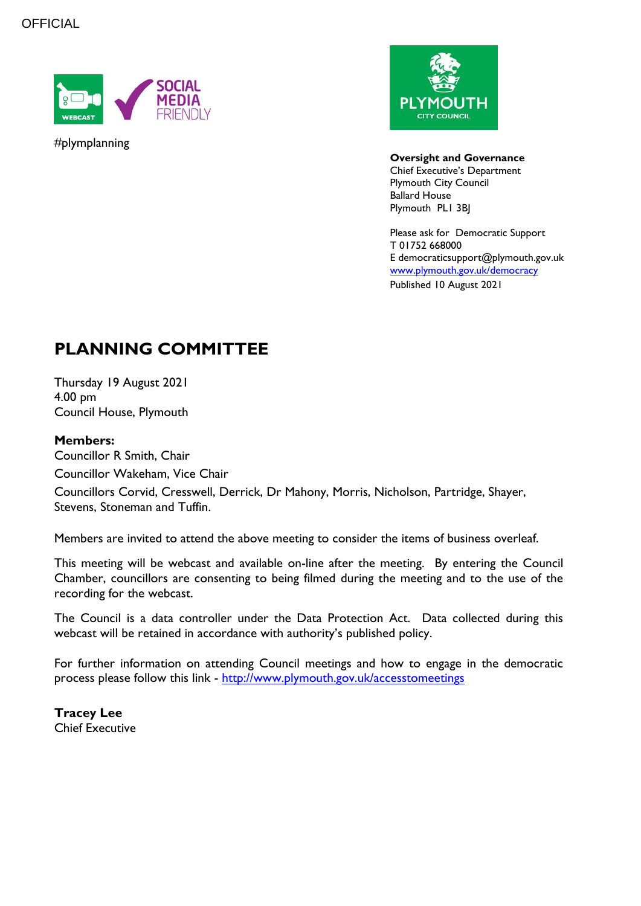OFFICIAL

#plymplanning

**Oversight and Governance**
Chief Executive's Department
Plymouth City Council
Ballard House
Plymouth PL1 3BJ

Please ask for Democratic Support
T 01752 668000
E democraticsupport@plymouth.gov.uk
[www.plymouth.gov.uk/democracy](http://www.plymouth.gov.uk/democracy)
Published 10 August 2021

# PLANNING COMMITTEE

Thursday 19 August 2021
4.00 pm
Council House, Plymouth

**Members:**
Councillor R Smith, Chair
Councillor Wakeham, Vice Chair
Councillors Corvid, Cresswell, Derrick, Dr Mahony, Morris, Nicholson, Partridge, Shayer, Stevens, Stoneman and Tuffin.

Members are invited to attend the above meeting to consider the items of business overleaf.

This meeting will be webcast and available on-line after the meeting. By entering the Council Chamber, councillors are consenting to being filmed during the meeting and to the use of the recording for the webcast.

The Council is a data controller under the Data Protection Act. Data collected during this webcast will be retained in accordance with authority's published policy.

For further information on attending Council meetings and how to engage in the democratic process please follow this link - [http://www.plymouth.gov.uk/accesstomeetings](http://www.plymouth.gov.uk/accesstomeetings)

**Tracey Lee**
Chief Executive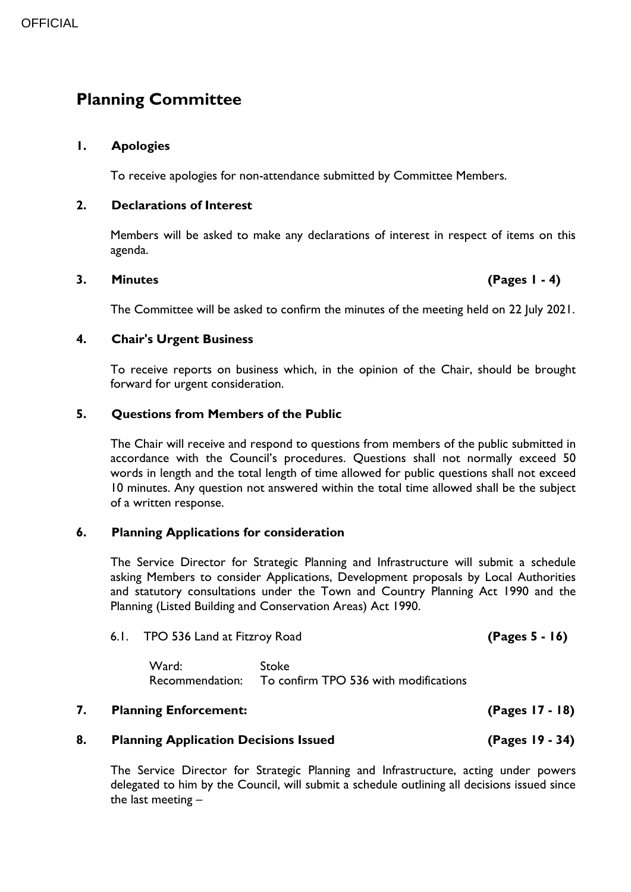# Planning Committee

## 1. Apologies

To receive apologies for non-attendance submitted by Committee Members.

## 2. Declarations of Interest

Members will be asked to make any declarations of interest in respect of items on this agenda.

## 3. Minutes (Pages 1 - 4)

The Committee will be asked to confirm the minutes of the meeting held on 22 July 2021.

## 4. Chair's Urgent Business

To receive reports on business which, in the opinion of the Chair, should be brought forward for urgent consideration.

## 5. Questions from Members of the Public

The Chair will receive and respond to questions from members of the public submitted in accordance with the Council's procedures. Questions shall not normally exceed 50 words in length and the total length of time allowed for public questions shall not exceed 10 minutes. Any question not answered within the total time allowed shall be the subject of a written response.

## 6. Planning Applications for consideration

The Service Director for Strategic Planning and Infrastructure will submit a schedule asking Members to consider Applications, Development proposals by Local Authorities and statutory consultations under the Town and Country Planning Act 1990 and the Planning (Listed Building and Conservation Areas) Act 1990.

6.1. TPO 536 Land at Fitzroy Road **(Pages 5 - 16)**

Ward: Stoke
Recommendation: To confirm TPO 536 with modifications

## 7. Planning Enforcement: (Pages 17 - 18)

## 8. Planning Application Decisions Issued (Pages 19 - 34)

The Service Director for Strategic Planning and Infrastructure, acting under powers delegated to him by the Council, will submit a schedule outlining all decisions issued since the last meeting –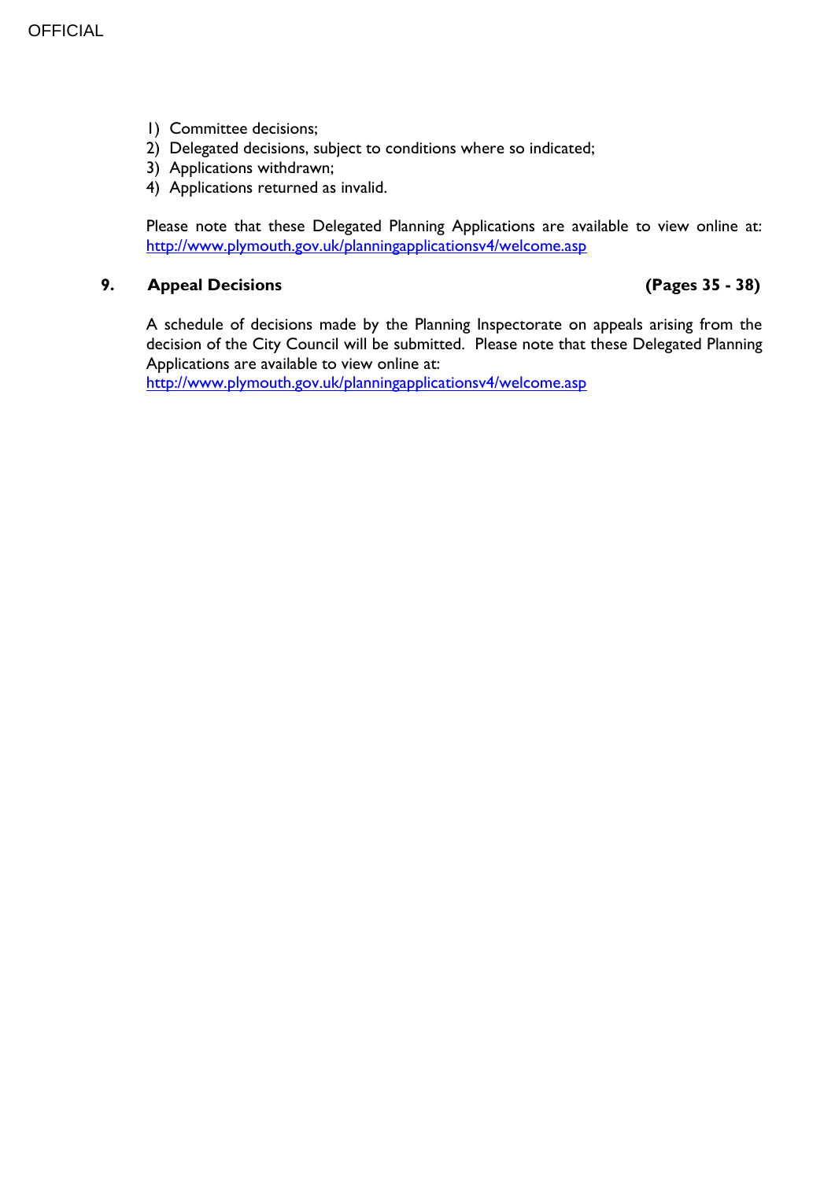1) Committee decisions;
2) Delegated decisions, subject to conditions where so indicated;
3) Applications withdrawn;
4) Applications returned as invalid.

Please note that these Delegated Planning Applications are available to view online at: http://www.plymouth.gov.uk/planningapplicationsv4/welcome.asp

**9. Appeal Decisions (Pages 35 - 38)**

A schedule of decisions made by the Planning Inspectorate on appeals arising from the decision of the City Council will be submitted. Please note that these Delegated Planning Applications are available to view online at:
http://www.plymouth.gov.uk/planningapplicationsv4/welcome.asp